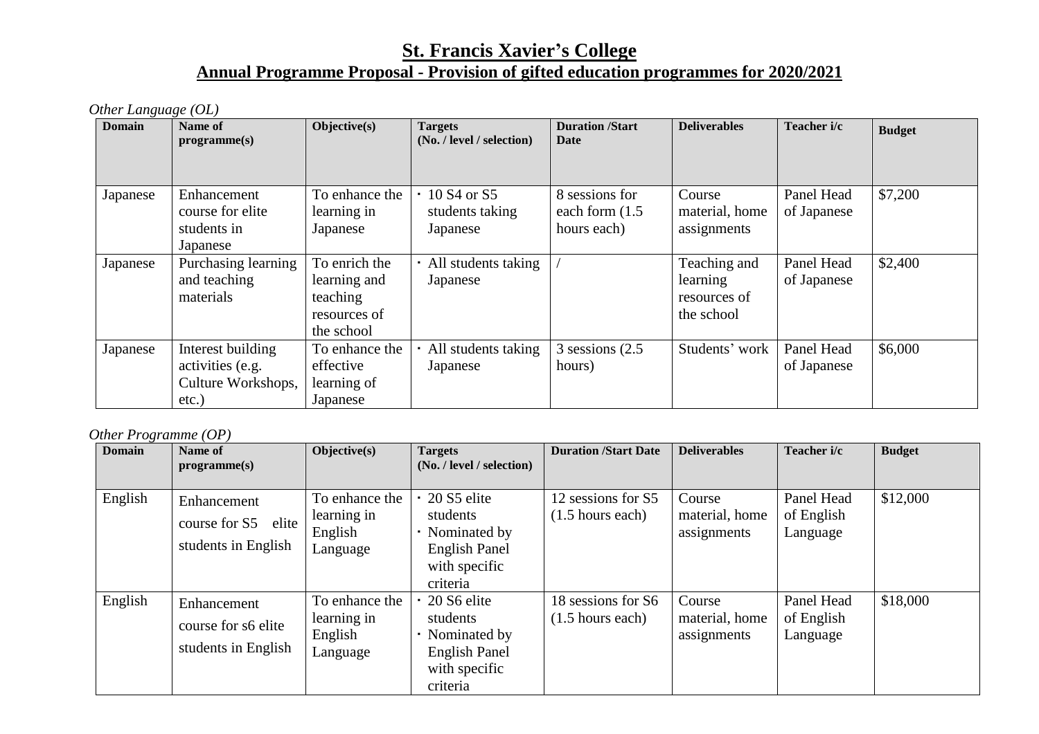# St. Francis Xavier's College

## Annual Programme Proposal - Provision of gifted education programmes for 2020/2021

*Other Language (OL)*

| Domain | Name of programme(s) | Objective(s) | Targets (No. / level / selection) | Duration /Start Date | Deliverables | Teacher i/c | Budget |
|---|---|---|---|---|---|---|---|
| Japanese | Enhancement course for elite students in Japanese | To enhance the learning in Japanese | • 10 S4 or S5 students taking Japanese | 8 sessions for each form (1.5 hours each) | Course material, home assignments | Panel Head of Japanese | $7,200 |
| Japanese | Purchasing learning and teaching materials | To enrich the learning and teaching resources of the school | • All students taking Japanese | / | Teaching and learning resources of the school | Panel Head of Japanese | $2,400 |
| Japanese | Interest building activities (e.g. Culture Workshops, etc.) | To enhance the effective learning of Japanese | • All students taking Japanese | 3 sessions (2.5 hours) | Students' work | Panel Head of Japanese | $6,000 |

*Other Programme (OP)*

| Domain | Name of programme(s) | Objective(s) | Targets (No. / level / selection) | Duration /Start Date | Deliverables | Teacher i/c | Budget |
|---|---|---|---|---|---|---|---|
| English | Enhancement course for S5 elite students in English | To enhance the learning in English Language | • 20 S5 elite students<br>• Nominated by English Panel with specific criteria | 12 sessions for S5 (1.5 hours each) | Course material, home assignments | Panel Head of English Language | $12,000 |
| English | Enhancement course for s6 elite students in English | To enhance the learning in English Language | • 20 S6 elite students<br>• Nominated by English Panel with specific criteria | 18 sessions for S6 (1.5 hours each) | Course material, home assignments | Panel Head of English Language | $18,000 |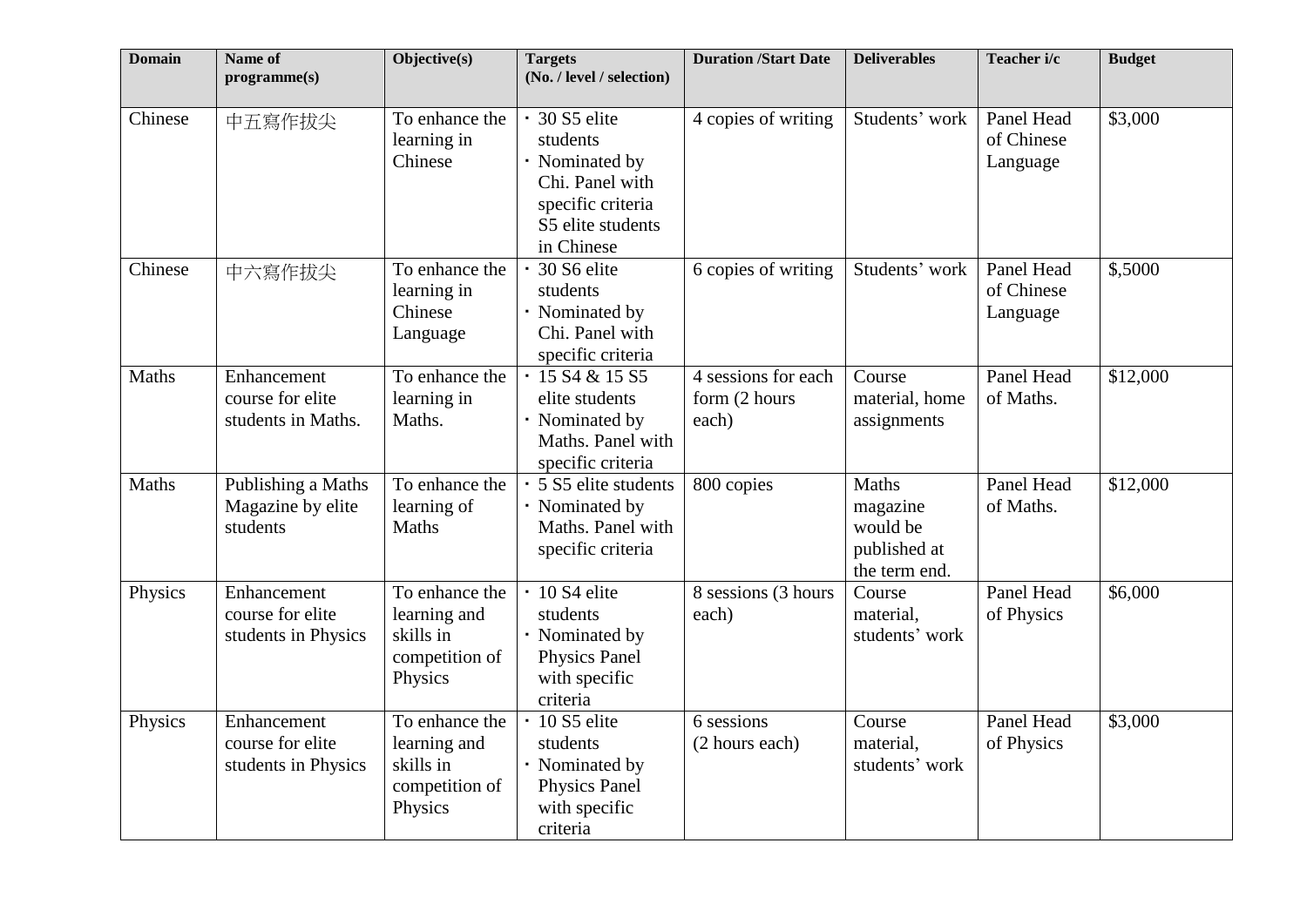| Domain | Name of programme(s) | Objective(s) | Targets (No. / level / selection) | Duration /Start Date | Deliverables | Teacher i/c | Budget |
|---|---|---|---|---|---|---|---|
| Chinese | 中五寫作拔尖 | To enhance the learning in Chinese | · 30 S5 elite students<br>· Nominated by Chi. Panel with specific criteria S5 elite students in Chinese | 4 copies of writing | Students' work | Panel Head of Chinese Language | $3,000 |
| Chinese | 中六寫作拔尖 | To enhance the learning in Chinese Language | · 30 S6 elite students<br>· Nominated by Chi. Panel with specific criteria | 6 copies of writing | Students' work | Panel Head of Chinese Language | $,5000 |
| Maths | Enhancement course for elite students in Maths. | To enhance the learning in Maths. | · 15 S4 & 15 S5 elite students<br>· Nominated by Maths. Panel with specific criteria | 4 sessions for each form (2 hours each) | Course material, home assignments | Panel Head of Maths. | $12,000 |
| Maths | Publishing a Maths Magazine by elite students | To enhance the learning of Maths | · 5 S5 elite students<br>· Nominated by Maths. Panel with specific criteria | 800 copies | Maths magazine would be published at the term end. | Panel Head of Maths. | $12,000 |
| Physics | Enhancement course for elite students in Physics | To enhance the learning and skills in competition of Physics | · 10 S4 elite students<br>· Nominated by Physics Panel with specific criteria | 8 sessions (3 hours each) | Course material, students' work | Panel Head of Physics | $6,000 |
| Physics | Enhancement course for elite students in Physics | To enhance the learning and skills in competition of Physics | · 10 S5 elite students<br>· Nominated by Physics Panel with specific criteria | 6 sessions (2 hours each) | Course material, students' work | Panel Head of Physics | $3,000 |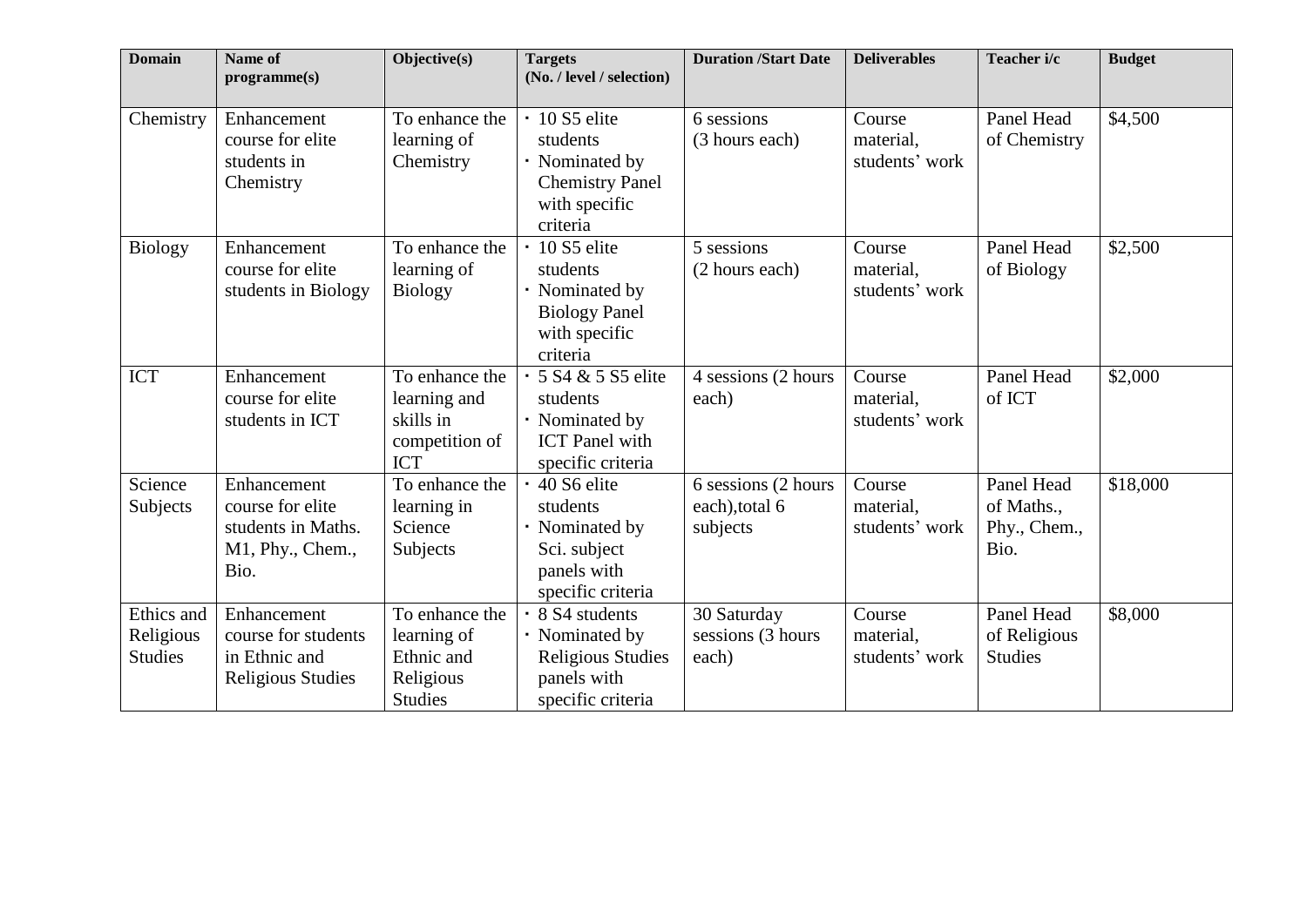| Domain | Name of programme(s) | Objective(s) | Targets (No. / level / selection) | Duration /Start Date | Deliverables | Teacher i/c | Budget |
|---|---|---|---|---|---|---|---|
| Chemistry | Enhancement course for elite students in Chemistry | To enhance the learning of Chemistry | · 10 S5 elite students<br>· Nominated by Chemistry Panel with specific criteria | 6 sessions (3 hours each) | Course material, students' work | Panel Head of Chemistry | $4,500 |
| Biology | Enhancement course for elite students in Biology | To enhance the learning of Biology | · 10 S5 elite students<br>· Nominated by Biology Panel with specific criteria | 5 sessions (2 hours each) | Course material, students' work | Panel Head of Biology | $2,500 |
| ICT | Enhancement course for elite students in ICT | To enhance the learning and skills in competition of ICT | · 5 S4 & 5 S5 elite students<br>· Nominated by ICT Panel with specific criteria | 4 sessions (2 hours each) | Course material, students' work | Panel Head of ICT | $2,000 |
| Science Subjects | Enhancement course for elite students in Maths. M1, Phy., Chem., Bio. | To enhance the learning in Science Subjects | · 40 S6 elite students<br>· Nominated by Sci. subject panels with specific criteria | 6 sessions (2 hours each),total 6 subjects | Course material, students' work | Panel Head of Maths., Phy., Chem., Bio. | $18,000 |
| Ethics and Religious Studies | Enhancement course for students in Ethnic and Religious Studies | To enhance the learning of Ethnic and Religious Studies | · 8 S4 students<br>· Nominated by Religious Studies panels with specific criteria | 30 Saturday sessions (3 hours each) | Course material, students' work | Panel Head of Religious Studies | $8,000 |